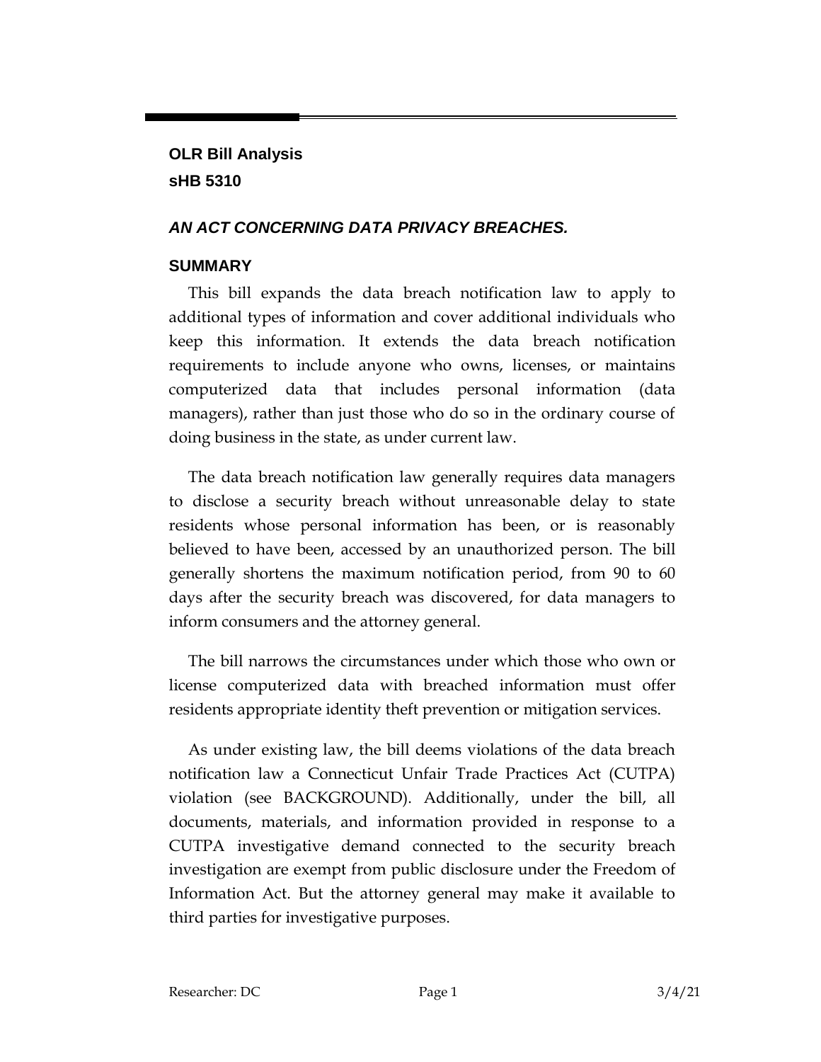**OLR Bill Analysis**
**sHB 5310**

***AN ACT CONCERNING DATA PRIVACY BREACHES.***

## SUMMARY

This bill expands the data breach notification law to apply to additional types of information and cover additional individuals who keep this information. It extends the data breach notification requirements to include anyone who owns, licenses, or maintains computerized data that includes personal information (data managers), rather than just those who do so in the ordinary course of doing business in the state, as under current law.

The data breach notification law generally requires data managers to disclose a security breach without unreasonable delay to state residents whose personal information has been, or is reasonably believed to have been, accessed by an unauthorized person. The bill generally shortens the maximum notification period, from 90 to 60 days after the security breach was discovered, for data managers to inform consumers and the attorney general.

The bill narrows the circumstances under which those who own or license computerized data with breached information must offer residents appropriate identity theft prevention or mitigation services.

As under existing law, the bill deems violations of the data breach notification law a Connecticut Unfair Trade Practices Act (CUTPA) violation (see BACKGROUND). Additionally, under the bill, all documents, materials, and information provided in response to a CUTPA investigative demand connected to the security breach investigation are exempt from public disclosure under the Freedom of Information Act. But the attorney general may make it available to third parties for investigative purposes.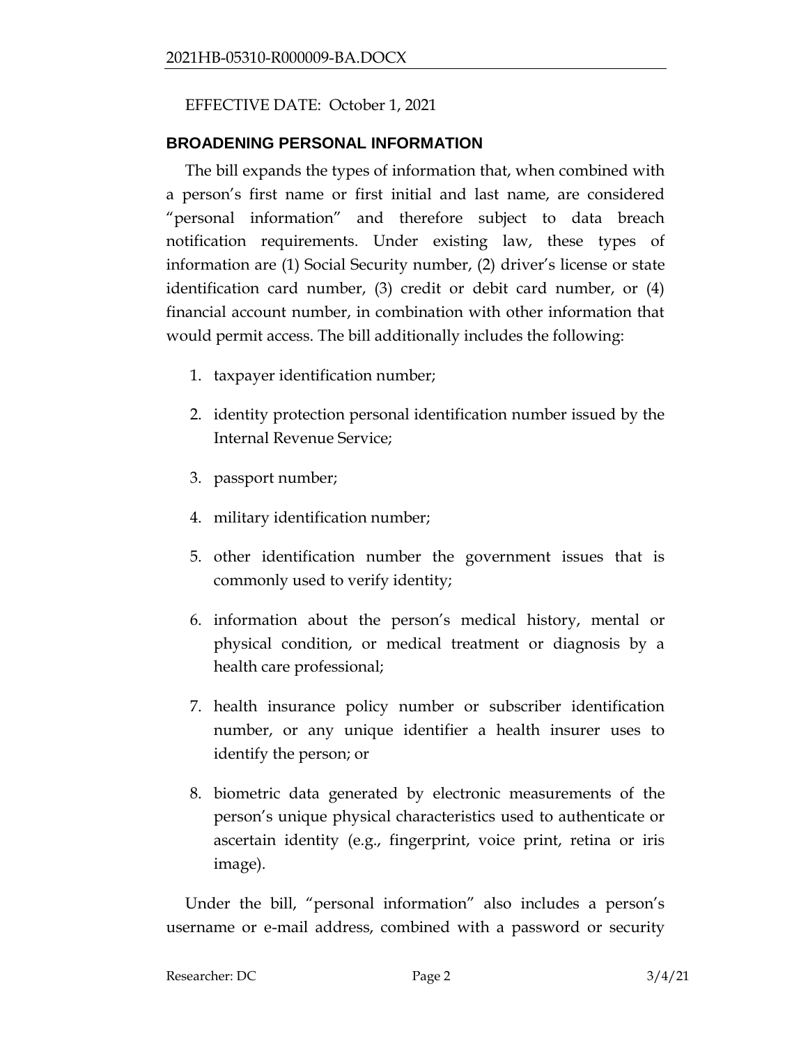EFFECTIVE DATE: October 1, 2021

## BROADENING PERSONAL INFORMATION

The bill expands the types of information that, when combined with a person's first name or first initial and last name, are considered "personal information" and therefore subject to data breach notification requirements. Under existing law, these types of information are (1) Social Security number, (2) driver's license or state identification card number, (3) credit or debit card number, or (4) financial account number, in combination with other information that would permit access. The bill additionally includes the following:

1. taxpayer identification number;
2. identity protection personal identification number issued by the Internal Revenue Service;
3. passport number;
4. military identification number;
5. other identification number the government issues that is commonly used to verify identity;
6. information about the person's medical history, mental or physical condition, or medical treatment or diagnosis by a health care professional;
7. health insurance policy number or subscriber identification number, or any unique identifier a health insurer uses to identify the person; or
8. biometric data generated by electronic measurements of the person's unique physical characteristics used to authenticate or ascertain identity (e.g., fingerprint, voice print, retina or iris image).

Under the bill, "personal information" also includes a person's username or e-mail address, combined with a password or security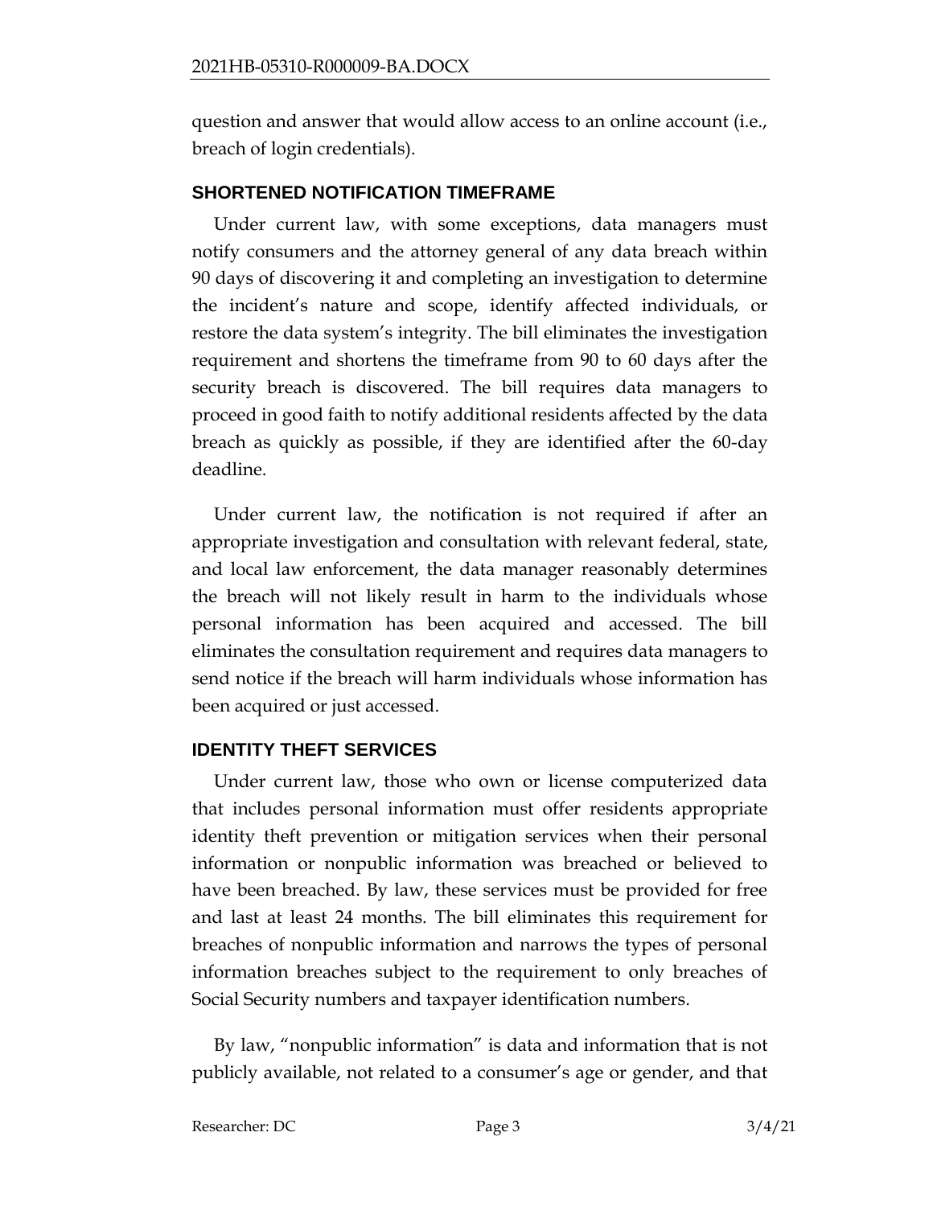question and answer that would allow access to an online account (i.e., breach of login credentials).

## SHORTENED NOTIFICATION TIMEFRAME

Under current law, with some exceptions, data managers must notify consumers and the attorney general of any data breach within 90 days of discovering it and completing an investigation to determine the incident's nature and scope, identify affected individuals, or restore the data system's integrity. The bill eliminates the investigation requirement and shortens the timeframe from 90 to 60 days after the security breach is discovered. The bill requires data managers to proceed in good faith to notify additional residents affected by the data breach as quickly as possible, if they are identified after the 60-day deadline.

Under current law, the notification is not required if after an appropriate investigation and consultation with relevant federal, state, and local law enforcement, the data manager reasonably determines the breach will not likely result in harm to the individuals whose personal information has been acquired and accessed. The bill eliminates the consultation requirement and requires data managers to send notice if the breach will harm individuals whose information has been acquired or just accessed.

## IDENTITY THEFT SERVICES

Under current law, those who own or license computerized data that includes personal information must offer residents appropriate identity theft prevention or mitigation services when their personal information or nonpublic information was breached or believed to have been breached. By law, these services must be provided for free and last at least 24 months. The bill eliminates this requirement for breaches of nonpublic information and narrows the types of personal information breaches subject to the requirement to only breaches of Social Security numbers and taxpayer identification numbers.

By law, "nonpublic information" is data and information that is not publicly available, not related to a consumer's age or gender, and that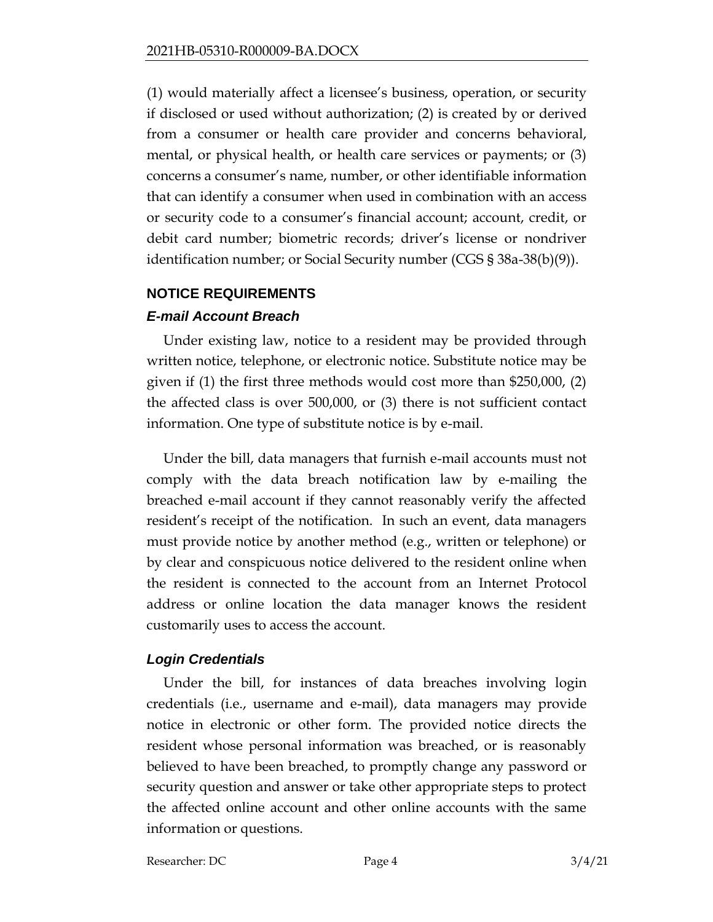(1) would materially affect a licensee's business, operation, or security if disclosed or used without authorization; (2) is created by or derived from a consumer or health care provider and concerns behavioral, mental, or physical health, or health care services or payments; or (3) concerns a consumer's name, number, or other identifiable information that can identify a consumer when used in combination with an access or security code to a consumer's financial account; account, credit, or debit card number; biometric records; driver's license or nondriver identification number; or Social Security number (CGS § 38a-38(b)(9)).

## NOTICE REQUIREMENTS

### *E-mail Account Breach*

Under existing law, notice to a resident may be provided through written notice, telephone, or electronic notice. Substitute notice may be given if (1) the first three methods would cost more than $250,000, (2) the affected class is over 500,000, or (3) there is not sufficient contact information. One type of substitute notice is by e-mail.

Under the bill, data managers that furnish e-mail accounts must not comply with the data breach notification law by e-mailing the breached e-mail account if they cannot reasonably verify the affected resident's receipt of the notification. In such an event, data managers must provide notice by another method (e.g., written or telephone) or by clear and conspicuous notice delivered to the resident online when the resident is connected to the account from an Internet Protocol address or online location the data manager knows the resident customarily uses to access the account.

### *Login Credentials*

Under the bill, for instances of data breaches involving login credentials (i.e., username and e-mail), data managers may provide notice in electronic or other form. The provided notice directs the resident whose personal information was breached, or is reasonably believed to have been breached, to promptly change any password or security question and answer or take other appropriate steps to protect the affected online account and other online accounts with the same information or questions.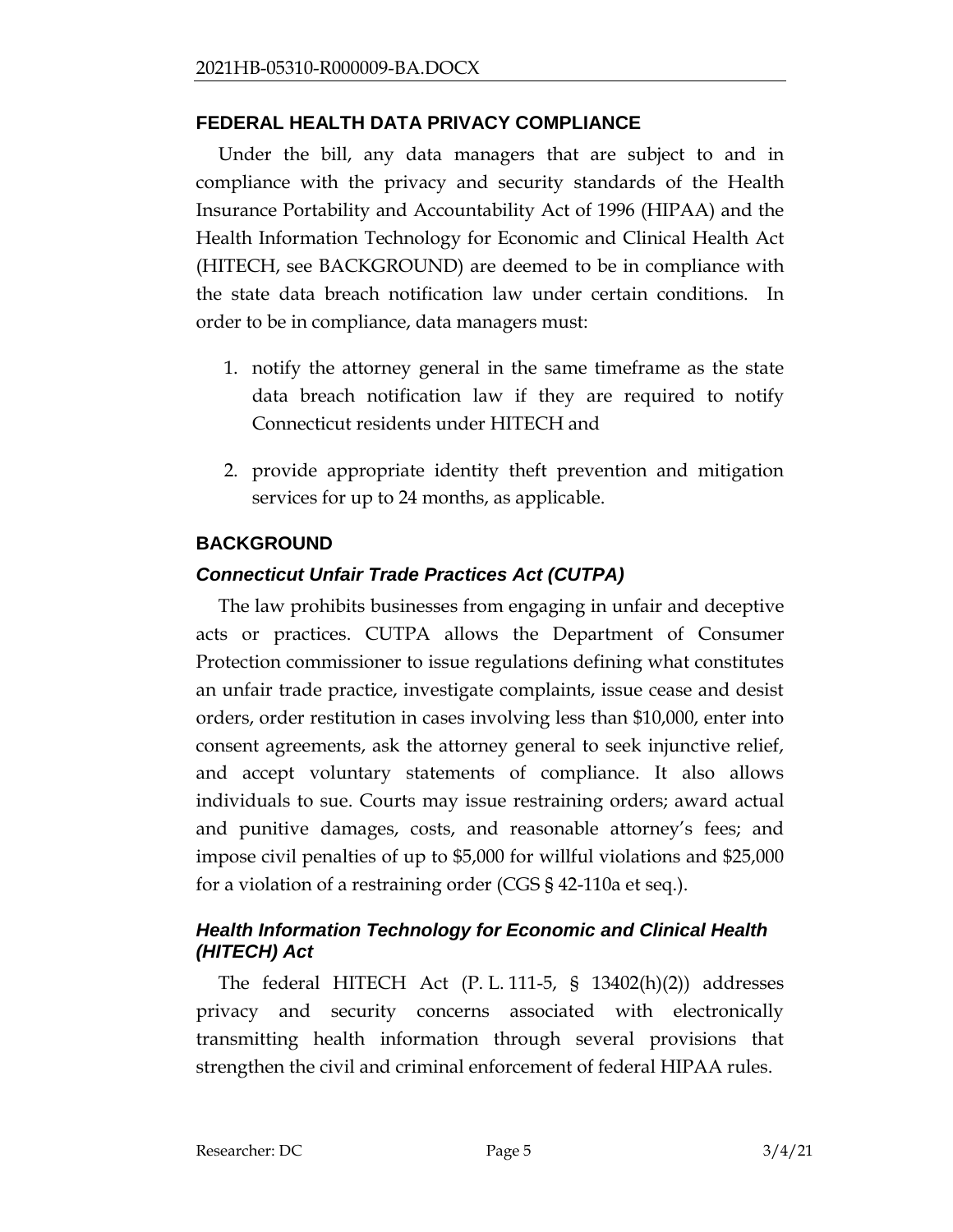## FEDERAL HEALTH DATA PRIVACY COMPLIANCE

Under the bill, any data managers that are subject to and in compliance with the privacy and security standards of the Health Insurance Portability and Accountability Act of 1996 (HIPAA) and the Health Information Technology for Economic and Clinical Health Act (HITECH, see BACKGROUND) are deemed to be in compliance with the state data breach notification law under certain conditions. In order to be in compliance, data managers must:

1. notify the attorney general in the same timeframe as the state data breach notification law if they are required to notify Connecticut residents under HITECH and
2. provide appropriate identity theft prevention and mitigation services for up to 24 months, as applicable.

## BACKGROUND

### *Connecticut Unfair Trade Practices Act (CUTPA)*

The law prohibits businesses from engaging in unfair and deceptive acts or practices. CUTPA allows the Department of Consumer Protection commissioner to issue regulations defining what constitutes an unfair trade practice, investigate complaints, issue cease and desist orders, order restitution in cases involving less than $10,000, enter into consent agreements, ask the attorney general to seek injunctive relief, and accept voluntary statements of compliance. It also allows individuals to sue. Courts may issue restraining orders; award actual and punitive damages, costs, and reasonable attorney's fees; and impose civil penalties of up to $5,000 for willful violations and $25,000 for a violation of a restraining order (CGS § 42-110a et seq.).

### *Health Information Technology for Economic and Clinical Health (HITECH) Act*

The federal HITECH Act (P. L. 111-5, § 13402(h)(2)) addresses privacy and security concerns associated with electronically transmitting health information through several provisions that strengthen the civil and criminal enforcement of federal HIPAA rules.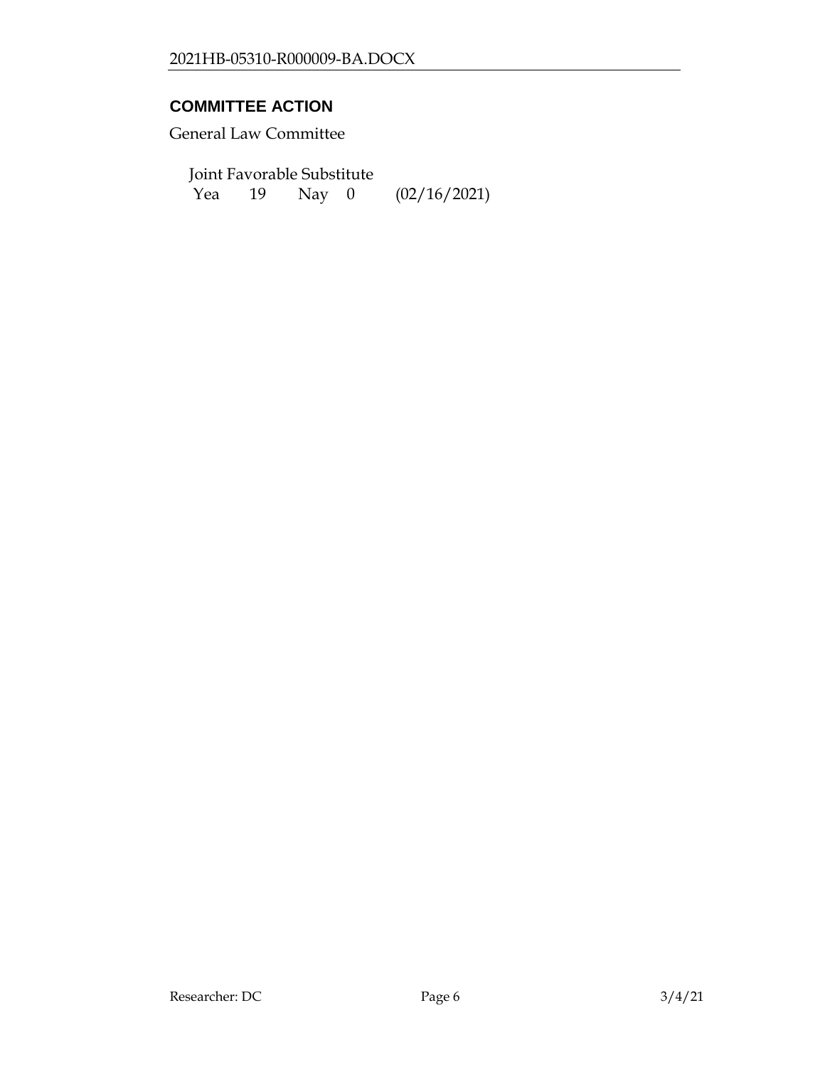## COMMITTEE ACTION

General Law Committee

Joint Favorable Substitute

| | | | | |
|---|---|---|---|---|
| Yea | 19 | Nay | 0 | (02/16/2021) |